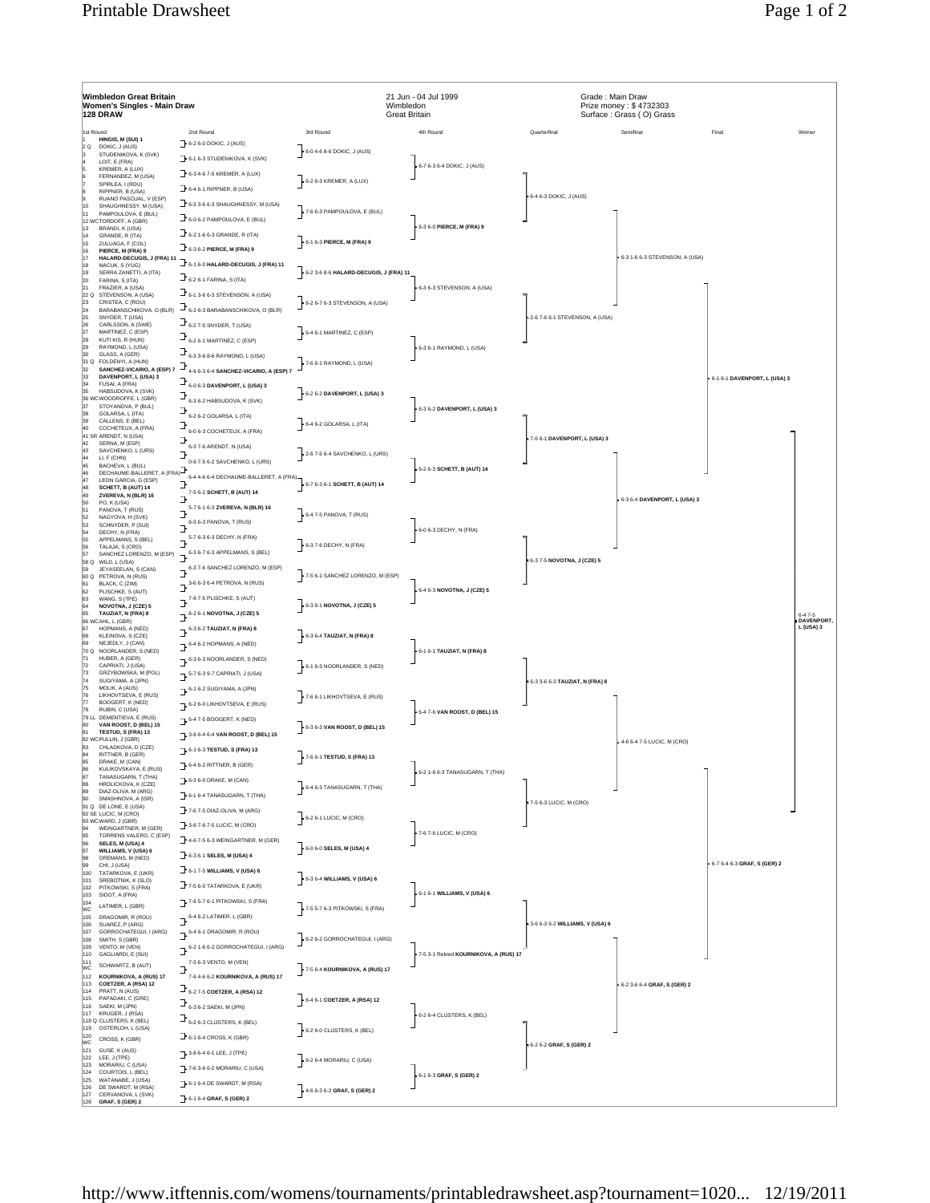# Wimbledon Great Britain
## Women's Singles - Main Draw
### 128 DRAW

21 Jun - 04 Jul 1999
Wimbledon
Great Britain

Grade : Main Draw
Prize money : $ 4732303
Surface : Grass ( O) Grass

## 1st Round

| # | Player |
|---|---|
| 1 | **HINGIS, M (SUI) 1** |
| 2 Q | DOKIC, J (AUS) |
| 3 | STUDENIKOVA, K (SVK) |
| 4 | LOIT, E (FRA) |
| 5 | KREMER, A (LUX) |
| 6 | FERNANDEZ, M (USA) |
| 7 | SPIRLEA, I (ROU) |
| 8 | RIPPNER, B (USA) |
| 9 | RUANO PASCUAL, V (ESP) |
| 10 | SHAUGHNESSY, M (USA) |
| 11 | PAMPOULOVA, E (BUL) |
| 12 WC | TORDOFF, A (GBR) |
| 13 | BRANDI, K (USA) |
| 14 | GRANDE, R (ITA) |
| 15 | ZULUAGA, F (COL) |
| 16 | **PIERCE, M (FRA) 9** |
| 17 | **HALARD-DECUGIS, J (FRA) 11** |
| 18 | NACUK, S (YUG) |
| 19 | SERRA ZANETTI, A (ITA) |
| 20 | FARINA, S (ITA) |
| 21 | FRAZIER, A (USA) |
| 22 Q | STEVENSON, A (USA) |
| 23 | CRISTEA, C (ROU) |
| 24 | BARABANSCHIKOVA, O (BLR) |
| 25 | SNYDER, T (USA) |
| 26 | CARLSSON, A (SWE) |
| 27 | MARTINEZ, C (ESP) |
| 28 | KUTI KIS, R (HUN) |
| 29 | RAYMOND, L (USA) |
| 30 | GLASS, A (GER) |
| 31 Q | FOLDENYI, A (HUN) |
| 32 | **SANCHEZ-VICARIO, A (ESP) 7** |
| 33 | **DAVENPORT, L (USA) 3** |
| 34 | FUSAI, A (FRA) |
| 35 | HABSUDOVA, K (SVK) |
| 36 WC | WOODROFFE, L (GBR) |
| 37 | STOYANOVA, P (BUL) |
| 38 | GOLARSA, L (ITA) |
| 39 | CALLENS, E (BEL) |
| 40 | COCHETEUX, A (FRA) |
| 41 SR | ARENDT, N (USA) |
| 42 | SERNA, M (ESP) |
| 43 | SAVCHENKO, L (URS) |
| 44 | LI, F (CHN) |
| 45 | BACHEVA, L (BUL) |
| 46 | DECHAUME-BALLERET, A (FRA) |
| 47 | LEON GARCIA, G (ESP) |
| 48 | **SCHETT, B (AUT) 14** |
| 49 | **ZVEREVA, N (BLR) 16** |
| 50 | PO, K (USA) |
| 51 | PANOVA, T (RUS) |
| 52 | NAGYOVA, H (SVK) |
| 53 | SCHNYDER, P (SUI) |
| 54 | DECHY, N (FRA) |
| 55 | APPELMANS, S (BEL) |
| 56 | TALAJA, S (CRO) |
| 57 | SANCHEZ LORENZO, M (ESP) |
| 58 Q | WILD, L (USA) |
| 59 | JEYASEELAN, S (CAN) |
| 60 Q | PETROVA, N (RUS) |
| 61 | BLACK, C (ZIM) |
| 62 | PLISCHKE, S (AUT) |
| 63 | WANG, S (TPE) |
| 64 | **NOVOTNA, J (CZE) 5** |
| 65 | **TAUZIAT, N (FRA) 8** |
| 66 WC | AHL, L (GBR) |
| 67 | HOPMANS, A (NED) |
| 68 | KLEINOVA, S (CZE) |
| 69 | NEJEDLY, J (CAN) |
| 70 Q | NOORLANDER, S (NED) |
| 71 | HUBER, A (GER) |
| 72 | CAPRIATI, J (USA) |
| 73 | GRZYBOWSKA, M (POL) |
| 74 | SUGIYAMA, A (JPN) |
| 75 | MOLIK, A (AUS) |
| 76 | LIKHOVTSEVA, E (RUS) |
| 77 | BOOGERT, K (NED) |
| 78 | RUBIN, C (USA) |
| 79 LL | DEMENTIEVA, E (RUS) |
| 80 | VAN ROOST, D (BEL) 15 |
| 81 | **TESTUD, S (FRA) 13** |
| 82 WC | PULLIN, J (GBR) |
| 83 | CHLADKOVA, D (CZE) |
| 84 | RITTNER, B (GER) |
| 85 | DRAKE, M (CAN) |
| 86 | KULIKOVSKAYA, E (RUS) |
| 87 | TANASUGARN, T (THA) |
| 88 | HRDLICKOVA, K (CZE) |
| 89 | DIAZ-OLIVA, M (ARG) |
| 90 | SMASHNOVA, A (ISR) |
| 91 Q | DE LONE, E (USA) |
| 92 SE | LUCIC, M (CRO) |
| 93 WC | WARD, J (GBR) |
| 94 | WEINGARTNER, M (GER) |
| 95 | TORRENS VALERO, C (ESP) |
| 96 | **SELES, M (USA) 4** |
| 97 | **WILLIAMS, V (USA) 6** |
| 98 | OREMANS, M (NED) |
| 99 | CHI, J (USA) |
| 100 | TATARKOVA, E (UKR) |
| 101 | SREBOTNIK, K (SLO) |
| 102 | PITKOWSKI, S (FRA) |
| 103 | SIDOT, A (FRA) |
| 104 WC | LATIMER, L (GBR) |
| 105 | DRAGOMIR, R (ROU) |
| 106 | SUAREZ, P (ARG) |
| 107 | GORROCHATEGUI, I (ARG) |
| 108 | SMITH, S (GBR) |
| 109 | VENTO, M (VEN) |
| 110 | GAGLIARDI, E (SUI) |
| 111 WC | SCHWARTZ, B (AUT) |
| 112 | **KOURNIKOVA, A (RUS) 17** |
| 113 | **COETZER, A (RSA) 12** |
| 114 | PRATT, N (AUS) |
| 115 | PAPADAKI, C (GRE) |
| 116 | SAEKI, M (JPN) |
| 117 | KRUGER, J (RSA) |
| 118 Q | CLIJSTERS, K (BEL) |
| 119 | OSTERLOH, L (USA) |
| 120 WC | CROSS, K (GBR) |
| 121 | GUSE, K (AUS) |
| 122 | LEE, J (TPE) |
| 123 | MORARIU, C (USA) |
| 124 | COURTOIS, L (BEL) |
| 125 | WATANABE, J (USA) |
| 126 | DE SWARDT, M (RSA) |
| 127 | CERVANOVA, L (SVK) |
| 128 | **GRAF, S (GER) 2** |

## 2nd Round

- 6-2 6-0 DOKIC, J (AUS)
- 6-1 6-3 STUDENIKOVA, K (SVK)
- 6-3 4-6 7-5 KREMER, A (LUX)
- 6-4 6-1 RIPPNER, B (USA)
- 6-3 3-6 6-3 SHAUGHNESSY, M (USA)
- 6-0 6-2 PAMPOULOVA, E (BUL)
- 6-2 1-6 6-3 GRANDE, R (ITA)
- 6-3 6-2 **PIERCE, M (FRA) 9**
- 6-1 6-0 **HALARD-DECUGIS, J (FRA) 11**
- 6-2 6-1 FARINA, S (ITA)
- 6-1 3-6 6-3 STEVENSON, A (USA)
- 6-2 6-3 BARABANSCHIKOVA, O (BLR)
- 6-2 7-5 SNYDER, T (USA)
- 6-2 6-1 MARTINEZ, C (ESP)
- 6-3 3-6 8-6 RAYMOND, L (USA)
- 4-6 6-3 6-4 **SANCHEZ-VICARIO, A (ESP) 7**
- 6-0 6-3 **DAVENPORT, L (USA) 3**
- 6-3 6-2 HABSUDOVA, K (SVK)
- 6-2 6-2 GOLARSA, L (ITA)
- 6-0 6-3 COCHETEUX, A (FRA)
- 6-3 7-6 ARENDT, N (USA)
- 0-6 7-5 6-2 SAVCHENKO, L (URS)
- 6-4 4-6 6-4 DECHAUME-BALLERET, A (FRA)
- 7-5 6-2 **SCHETT, B (AUT) 14**
- 5-7 6-1 6-3 **ZVEREVA, N (BLR) 16**
- 6-3 6-3 PANOVA, T (RUS)
- 5-7 6-3 6-3 DECHY, N (FRA)
- 6-3 6-7 6-3 APPELMANS, S (BEL)
- 6-3 7-6 SANCHEZ LORENZO, M (ESP)
- 3-6 6-3 6-4 PETROVA, N (RUS)
- 7-6 7-5 PLISCHKE, S (AUT)
- 6-2 6-1 **NOVOTNA, J (CZE) 5**
- 6-3 6-2 **TAUZIAT, N (FRA) 8**
- 6-4 6-2 HOPMANS, A (NED)
- 6-3 6-3 NOORLANDER, S (NED)
- 5-7 6-3 9-7 CAPRIATI, J (USA)
- 6-1 6-2 SUGIYAMA, A (JPN)
- 6-2 6-0 LIKHOVTSEVA, E (RUS)
- 6-4 7-5 BOOGERT, K (NED)
- 3-6 6-4 6-4 **VAN ROOST, D (BEL) 15**
- 6-1 6-3 **TESTUD, S (FRA) 13**
- 6-4 6-2 RITTNER, B (GER)
- 6-3 6-0 DRAKE, M (CAN)
- 6-1 6-4 TANASUGARN, T (THA)
- 7-6 7-5 DIAZ-OLIVA, M (ARG)
- 3-6 7-6 7-5 LUCIC, M (CRO)
- 4-6 7-5 6-3 WEINGARTNER, M (GER)
- 6-3 6-1 **SELES, M (USA) 4**
- 6-1 7-5 **WILLIAMS, V (USA) 6**
- 7-5 6-0 TATARKOVA, E (UKR)
- 7-6 5-7 6-1 PITKOWSKI, S (FRA)
- 6-4 6-2 LATIMER, L (GBR)
- 6-4 6-1 DRAGOMIR, R (ROU)
- 6-2 1-6 6-2 GORROCHATEGUI, I (ARG)
- 7-5 6-3 VENTO, M (VEN)
- 7-6 4-6 6-2 **KOURNIKOVA, A (RUS) 17**
- 6-2 7-5 **COETZER, A (RSA) 12**
- 6-3 6-2 SAEKI, M (JPN)
- 6-2 6-3 CLIJSTERS, K (BEL)
- 6-1 6-4 CROSS, K (GBR)
- 3-6 6-4 6-1 LEE, J (TPE)
- 7-6 3-6 6-2 MORARIU, C (USA)
- 6-1 6-4 DE SWARDT, M (RSA)
- 6-1 6-4 **GRAF, S (GER) 2**

## 3rd Round

- 6-0 4-6 8-6 DOKIC, J (AUS)
- 6-2 6-3 KREMER, A (LUX)
- 7-6 6-3 PAMPOULOVA, E (BUL)
- 6-1 6-3 **PIERCE, M (FRA) 9**
- 6-2 3-6 8-6 **HALARD-DECUGIS, J (FRA) 11**
- 6-2 6-7 6-3 STEVENSON, A (USA)
- 6-4 6-1 MARTINEZ, C (ESP)
- 7-6 6-1 RAYMOND, L (USA)
- 6-2 6-2 **DAVENPORT, L (USA) 3**
- 6-4 6-2 GOLARSA, L (ITA)
- 2-6 7-5 6-4 SAVCHENKO, L (URS)
- 6-7 6-3 6-1 **SCHETT, B (AUT) 14**
- 6-4 7-5 PANOVA, T (RUS)
- 6-3 7-6 DECHY, N (FRA)
- 7-5 6-1 SANCHEZ LORENZO, M (ESP)
- 6-3 6-1 **NOVOTNA, J (CZE) 5**
- 6-3 6-4 **TAUZIAT, N (FRA) 8**
- 6-1 6-3 NOORLANDER, S (NED)
- 7-6 6-1 LIKHOVTSEVA, E (RUS)
- 6-3 6-3 **VAN ROOST, D (BEL) 15**
- 7-6 6-1 **TESTUD, S (FRA) 13**
- 6-4 6-3 TANASUGARN, T (THA)
- 6-2 6-1 LUCIC, M (CRO)
- 6-0 6-0 **SELES, M (USA) 4**
- 6-3 6-4 **WILLIAMS, V (USA) 6**
- 7-5 5-7 6-3 PITKOWSKI, S (FRA)
- 6-2 6-2 GORROCHATEGUI, I (ARG)
- 7-5 6-4 **KOURNIKOVA, A (RUS) 17**
- 6-4 6-1 **COETZER, A (RSA) 12**
- 6-2 6-0 CLIJSTERS, K (BEL)
- 6-2 6-4 MORARIU, C (USA)
- 4-6 6-3 6-2 **GRAF, S (GER) 2**

## 4th Round

- 6-7 6-3 6-4 DOKIC, J (AUS)
- 6-3 6-0 **PIERCE, M (FRA) 9**
- 6-3 6-3 STEVENSON, A (USA)
- 6-3 6-1 RAYMOND, L (USA)
- 6-3 6-2 **DAVENPORT, L (USA) 3**
- 6-2 6-3 **SCHETT, B (AUT) 14**
- 6-0 6-3 DECHY, N (FRA)
- 6-4 6-3 **NOVOTNA, J (CZE) 5**
- 6-1 6-1 **TAUZIAT, N (FRA) 8**
- 6-4 7-6 **VAN ROOST, D (BEL) 15**
- 6-2 1-6 6-3 TANASUGARN, T (THA)
- 7-6 7-6 LUCIC, M (CRO)
- 6-1 6-1 **WILLIAMS, V (USA) 6**
- 7-5 3-1 Retired **KOURNIKOVA, A (RUS) 17**
- 6-2 6-4 CLIJSTERS, K (BEL)
- 6-1 6-3 **GRAF, S (GER) 2**

## Quarterfinal

- 6-4 6-3 DOKIC, J (AUS)
- 2-6 7-6 6-1 STEVENSON, A (USA)
- 7-6 6-1 **DAVENPORT, L (USA) 3**
- 6-3 7-5 **NOVOTNA, J (CZE) 5**
- 6-3 3-6 6-3 **TAUZIAT, N (FRA) 8**
- 7-5 6-3 LUCIC, M (CRO)
- 3-6 6-3 6-2 **WILLIAMS, V (USA) 6**
- 6-2 6-2 **GRAF, S (GER) 2**

## Semifinal

- 6-3 1-6 6-3 STEVENSON, A (USA)
- 6-3 6-4 **DAVENPORT, L (USA) 3**
- 4-6 6-4 7-5 LUCIC, M (CRO)
- 6-2 3-6 6-4 **GRAF, S (GER) 2**

## Final

- 6-1 6-1 **DAVENPORT, L (USA) 3**
- 6-7 6-4 6-3 **GRAF, S (GER) 2**

## Winner

- 6-4 7-5 **DAVENPORT, L (USA) 3**

http://www.itftennis.com/womens/tournaments/printabledrawsheet.asp?tournament=1020... 12/19/2011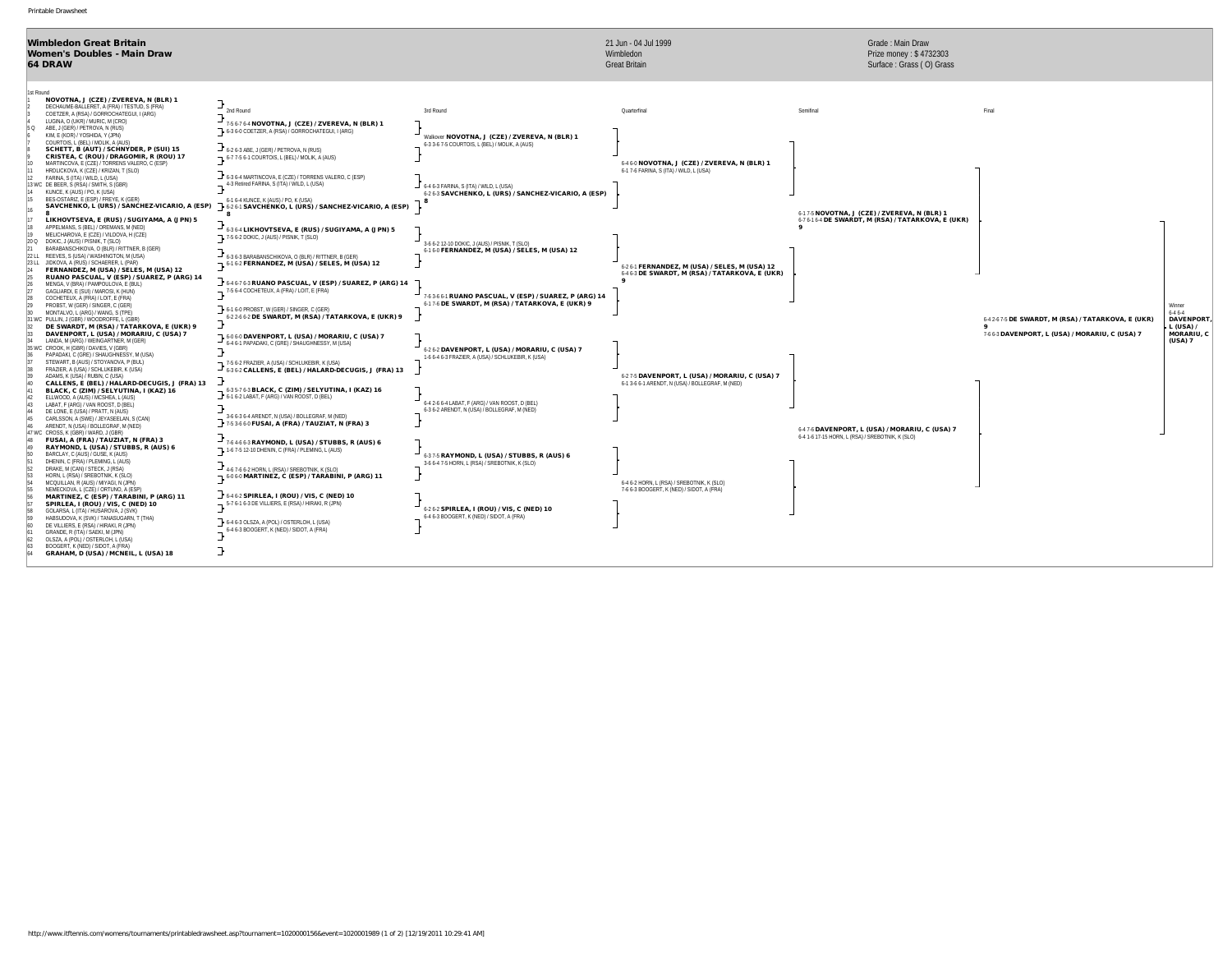Printable Drawsheet

**Wimbledon Great Britain**
**Women's Doubles - Main Draw**
**64 DRAW**

21 Jun - 04 Jul 1999
Wimbledon
Great Britain

Grade : Main Draw
Prize money : $ 4732303
Surface : Grass ( O) Grass

## 1st Round

| # | Entry |
|---|---|
| 1 | **NOVOTNA, J (CZE) / ZVEREVA, N (BLR) 1** |
| 2 | DECHAUME-BALLERET, A (FRA) / TESTUD, S (FRA) |
| 3 | COETZER, A (RSA) / GORROCHATEGUI, I (ARG) |
| 4 | LUGINA, O (UKR) / MURIC, M (CRO) |
| 5 Q | ABE, J (GER) / PETROVA, N (RUS) |
| 6 | KIM, E (KOR) / YOSHIDA, Y (JPN) |
| 7 | COURTOIS, L (BEL) / MOLIK, A (AUS) |
| 8 | **SCHETT, B (AUT) / SCHNYDER, P (SUI) 15** |
| 9 | **CRISTEA, C (ROU) / DRAGOMIR, R (ROU) 17** |
| 10 | MARTINCOVA, E (CZE) / TORRENS VALERO, C (ESP) |
| 11 | HRDLICKOVA, K (CZE) / KRIZAN, T (SLO) |
| 12 | FARINA, S (ITA) / WILD, L (USA) |
| 13 WC | DE BEER, S (RSA) / SMITH, S (GBR) |
| 14 | KUNCE, K (AUS) / PO, K (USA) |
| 15 | BES-OSTARIZ, E (ESP) / FREYE, K (GER) |
| 16 | **SAVCHENKO, L (URS) / SANCHEZ-VICARIO, A (ESP) 8** |
| 17 | **LIKHOVTSEVA, E (RUS) / SUGIYAMA, A (JPN) 5** |
| 18 | APPELMANS, S (BEL) / OREMANS, M (NED) |
| 19 | MELICHAROVA, E (CZE) / VILDOVA, H (CZE) |
| 20 Q | DOKIC, J (AUS) / PISNIK, T (SLO) |
| 21 | BARABANSCHIKOVA, O (BLR) / RITTNER, B (GER) |
| 22 LL | REEVES, S (USA) / WASHINGTON, M (USA) |
| 23 LL | JIDKOVA, A (RUS) / SCHAERER, L (PAR) |
| 24 | **FERNANDEZ, M (USA) / SELES, M (USA) 12** |
| 25 | **RUANO PASCUAL, V (ESP) / SUAREZ, P (ARG) 14** |
| 26 | MENGA, V (BRA) / PAMPOULOVA, E (BUL) |
| 27 | GAGLIARDI, E (SUI) / MAROSI, K (HUN) |
| 28 | COCHETEUX, A (FRA) / LOIT, E (FRA) |
| 29 | PROBST, W (GER) / SINGER, C (GER) |
| 30 | MONTALVO, L (ARG) / WANG, S (TPE) |
| 31 WC | PULLIN, J (GBR) / WOODROFFE, L (GBR) |
| 32 | **DE SWARDT, M (RSA) / TATARKOVA, E (UKR) 9** |
| 33 | **DAVENPORT, L (USA) / MORARIU, C (USA) 7** |
| 34 | LANDA, M (ARG) / WEINGARTNER, M (GER) |
| 35 WC | CROOK, H (GBR) / DAVIES, V (GBR) |
| 36 | PAPADAKI, C (GRE) / SHAUGHNESSY, M (USA) |
| 37 | STEWART, B (AUS) / STOYANOVA, P (BUL) |
| 38 | FRAZIER, A (USA) / SCHLUKEBIR, K (USA) |
| 39 | ADAMS, K (USA) / RUBIN, C (USA) |
| 40 | **CALLENS, E (BEL) / HALARD-DECUGIS, J (FRA) 13** |
| 41 | **BLACK, C (ZIM) / SELYUTINA, I (KAZ) 16** |
| 42 | ELLWOOD, A (AUS) / MCSHEA, L (AUS) |
| 43 | LABAT, F (ARG) / VAN ROOST, D (BEL) |
| 44 | DE LONE, E (USA) / PRATT, N (AUS) |
| 45 | CARLSSON, A (SWE) / JEYASEELAN, S (CAN) |
| 46 | ARENDT, N (USA) / BOLLEGRAF, M (NED) |
| 47 WC | CROSS, K (GBR) / WARD, J (GBR) |
| 48 | **FUSAI, A (FRA) / TAUZIAT, N (FRA) 3** |
| 49 | **RAYMOND, L (USA) / STUBBS, R (AUS) 6** |
| 50 | BARCLAY, C (AUS) / GUSE, K (AUS) |
| 51 | DHENIN, C (FRA) / PLEMING, L (AUS) |
| 52 | DRAKE, M (CAN) / STECK, J (RSA) |
| 53 | HORN, L (RSA) / SREBOTNIK, K (SLO) |
| 54 | MCQUILLAN, R (AUS) / MIYAGI, N (JPN) |
| 55 | NEMECKOVA, L (CZE) / ORTUNO, A (ESP) |
| 56 | **MARTINEZ, C (ESP) / TARABINI, P (ARG) 11** |
| 57 | **SPIRLEA, I (ROU) / VIS, C (NED) 10** |
| 58 | GOLARSA, L (ITA) / HUSAROVA, J (SVK) |
| 59 | HABSUDOVA, K (SVK) / TANASUGARN, T (THA) |
| 60 | DE VILLIERS, E (RSA) / HIRAKI, R (JPN) |
| 61 | GRANDE, R (ITA) / SAEKI, M (JPN) |
| 62 | OLSZA, A (POL) / OSTERLOH, L (USA) |
| 63 | BOOGERT, K (NED) / SIDOT, A (FRA) |
| 64 | **GRAHAM, D (USA) / MCNEIL, L (USA) 18** |

## 2nd Round

- 7-5 6-7 6-4 **NOVOTNA, J (CZE) / ZVEREVA, N (BLR) 1** — 6-3 6-0 COETZER, A (RSA) / GORROCHATEGUI, I (ARG)
- 6-2 6-3 ABE, J (GER) / PETROVA, N (RUS) — 6-7 7-5 6-1 COURTOIS, L (BEL) / MOLIK, A (AUS)
- 6-3 6-4 MARTINCOVA, E (CZE) / TORRENS VALERO, C (ESP) — 4-3 Retired FARINA, S (ITA) / WILD, L (USA)
- 6-1 6-4 KUNCE, K (AUS) / PO, K (USA) — 6-2 6-1 **SAVCHENKO, L (URS) / SANCHEZ-VICARIO, A (ESP) 8**
- 6-3 6-4 **LIKHOVTSEVA, E (RUS) / SUGIYAMA, A (JPN) 5** — 7-5 6-2 DOKIC, J (AUS) / PISNIK, T (SLO)
- 6-3 6-3 BARABANSCHIKOVA, O (BLR) / RITTNER, B (GER) — 6-1 6-2 **FERNANDEZ, M (USA) / SELES, M (USA) 12**
- 6-4 6-7 6-3 **RUANO PASCUAL, V (ESP) / SUAREZ, P (ARG) 14** — 7-5 6-4 COCHETEUX, A (FRA) / LOIT, E (FRA)
- 6-1 6-0 PROBST, W (GER) / SINGER, C (GER) — 6-2 2-6 6-2 **DE SWARDT, M (RSA) / TATARKOVA, E (UKR) 9**
- 6-0 6-0 **DAVENPORT, L (USA) / MORARIU, C (USA) 7** — 6-4 6-1 PAPADAKI, C (GRE) / SHAUGHNESSY, M (USA)
- 7-5 6-2 FRAZIER, A (USA) / SCHLUKEBIR, K (USA) — 6-3 6-2 **CALLENS, E (BEL) / HALARD-DECUGIS, J (FRA) 13**
- 6-3 5-7 6-3 **BLACK, C (ZIM) / SELYUTINA, I (KAZ) 16** — 6-1 6-2 LABAT, F (ARG) / VAN ROOST, D (BEL)
- 3-6 6-3 6-4 ARENDT, N (USA) / BOLLEGRAF, M (NED) — 7-5 3-6 6-0 **FUSAI, A (FRA) / TAUZIAT, N (FRA) 3**
- 7-6 4-6 6-3 **RAYMOND, L (USA) / STUBBS, R (AUS) 6** — 1-6 7-5 12-10 DHENIN, C (FRA) / PLEMING, L (AUS)
- 4-6 7-6 6-2 HORN, L (RSA) / SREBOTNIK, K (SLO) — 6-0 6-0 **MARTINEZ, C (ESP) / TARABINI, P (ARG) 11**
- 6-4 6-2 **SPIRLEA, I (ROU) / VIS, C (NED) 10** — 5-7 6-1 6-3 DE VILLIERS, E (RSA) / HIRAKI, R (JPN)
- 6-4 6-3 OLSZA, A (POL) / OSTERLOH, L (USA) — 6-4 6-3 BOOGERT, K (NED) / SIDOT, A (FRA)

## 3rd Round

- Walkover **NOVOTNA, J (CZE) / ZVEREVA, N (BLR) 1** — 6-3 3-6 7-5 COURTOIS, L (BEL) / MOLIK, A (AUS)
- 6-4 6-3 FARINA, S (ITA) / WILD, L (USA) — 6-2 6-3 **SAVCHENKO, L (URS) / SANCHEZ-VICARIO, A (ESP) 8**
- 3-6 6-2 12-10 DOKIC, J (AUS) / PISNIK, T (SLO) — 6-1 6-0 **FERNANDEZ, M (USA) / SELES, M (USA) 12**
- 7-6 3-6 6-1 **RUANO PASCUAL, V (ESP) / SUAREZ, P (ARG) 14** — 6-1 7-6 **DE SWARDT, M (RSA) / TATARKOVA, E (UKR) 9**
- 6-2 6-2 **DAVENPORT, L (USA) / MORARIU, C (USA) 7** — 1-6 6-4 6-3 FRAZIER, A (USA) / SCHLUKEBIR, K (USA)
- 6-4 2-6 6-4 LABAT, F (ARG) / VAN ROOST, D (BEL) — 6-3 6-2 ARENDT, N (USA) / BOLLEGRAF, M (NED)
- 6-3 7-5 **RAYMOND, L (USA) / STUBBS, R (AUS) 6** — 3-6 6-4 7-5 HORN, L (RSA) / SREBOTNIK, K (SLO)
- 6-2 6-2 **SPIRLEA, I (ROU) / VIS, C (NED) 10** — 6-4 6-3 BOOGERT, K (NED) / SIDOT, A (FRA)

## Quarterfinal

- 6-4 6-0 **NOVOTNA, J (CZE) / ZVEREVA, N (BLR) 1** — 6-1 7-6 FARINA, S (ITA) / WILD, L (USA)
- 6-2 6-1 **FERNANDEZ, M (USA) / SELES, M (USA) 12** — 6-4 6-3 **DE SWARDT, M (RSA) / TATARKOVA, E (UKR) 9**
- 6-2 7-6 **DAVENPORT, L (USA) / MORARIU, C (USA) 7** — 6-1 3-6 6-1 ARENDT, N (USA) / BOLLEGRAF, M (NED)
- 6-4 6-2 HORN, L (RSA) / SREBOTNIK, K (SLO) — 7-6 6-3 BOOGERT, K (NED) / SIDOT, A (FRA)

## Semifinal

- 6-1 7-5 **NOVOTNA, J (CZE) / ZVEREVA, N (BLR) 1** — 6-7 6-1 6-4 **DE SWARDT, M (RSA) / TATARKOVA, E (UKR) 9**
- 6-4 7-6 **DAVENPORT, L (USA) / MORARIU, C (USA) 7** — 6-4 1-6 17-15 HORN, L (RSA) / SREBOTNIK, K (SLO)

## Final

- 6-4 2-6 7-5 **DE SWARDT, M (RSA) / TATARKOVA, E (UKR) 9** — 7-6 6-3 **DAVENPORT, L (USA) / MORARIU, C (USA) 7**

## Winner

6-4 6-4 **DAVENPORT, L (USA) / MORARIU, C (USA) 7**

http://www.itftennis.com/womens/tournaments/printabledrawsheet.asp?tournament=1020000156&event=1020001989 (1 of 2) [12/19/2011 10:29:41 AM]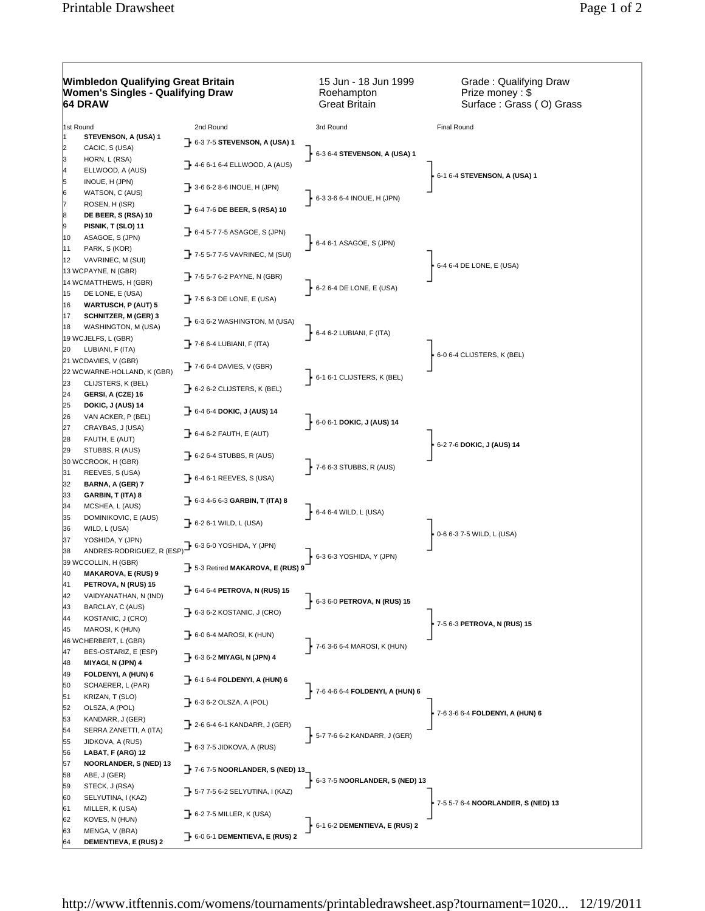# Wimbledon Qualifying Great Britain
## Women's Singles - Qualifying Draw
### 64 DRAW

15 Jun - 18 Jun 1999
Roehampton
Great Britain

Grade : Qualifying Draw
Prize money : $
Surface : Grass ( O) Grass

| # | 1st Round | 2nd Round | 3rd Round | Final Round |
|---|---|---|---|---|
| 1 | **STEVENSON, A (USA) 1** | 6-3 7-5 **STEVENSON, A (USA) 1** | 6-3 6-4 **STEVENSON, A (USA) 1** | 6-1 6-4 **STEVENSON, A (USA) 1** |
| 2 | CACIC, S (USA) | | | |
| 3 | HORN, L (RSA) | 4-6 6-1 6-4 ELLWOOD, A (AUS) | | |
| 4 | ELLWOOD, A (AUS) | | | |
| 5 | INOUE, H (JPN) | 3-6 6-2 8-6 INOUE, H (JPN) | 6-3 3-6 6-4 INOUE, H (JPN) | |
| 6 | WATSON, C (AUS) | | | |
| 7 | ROSEN, H (ISR) | 6-4 7-6 **DE BEER, S (RSA) 10** | | |
| 8 | **DE BEER, S (RSA) 10** | | | |
| 9 | **PISNIK, T (SLO) 11** | 6-4 5-7 7-5 ASAGOE, S (JPN) | 6-4 6-1 ASAGOE, S (JPN) | 6-4 6-4 DE LONE, E (USA) |
| 10 | ASAGOE, S (JPN) | | | |
| 11 | PARK, S (KOR) | 7-5 5-7 7-5 VAVRINEC, M (SUI) | | |
| 12 | VAVRINEC, M (SUI) | | | |
| 13 | WC PAYNE, N (GBR) | 7-5 5-7 6-2 PAYNE, N (GBR) | 6-2 6-4 DE LONE, E (USA) | |
| 14 | WC MATTHEWS, H (GBR) | | | |
| 15 | DE LONE, E (USA) | 7-5 6-3 DE LONE, E (USA) | | |
| 16 | **WARTUSCH, P (AUT) 5** | | | |
| 17 | **SCHNITZER, M (GER) 3** | 6-3 6-2 WASHINGTON, M (USA) | 6-4 6-2 LUBIANI, F (ITA) | 6-0 6-4 CLIJSTERS, K (BEL) |
| 18 | WASHINGTON, M (USA) | | | |
| 19 | WC JELFS, L (GBR) | 7-6 6-4 LUBIANI, F (ITA) | | |
| 20 | LUBIANI, F (ITA) | | | |
| 21 | WC DAVIES, V (GBR) | 7-6 6-4 DAVIES, V (GBR) | 6-1 6-1 CLIJSTERS, K (BEL) | |
| 22 | WC WARNE-HOLLAND, K (GBR) | | | |
| 23 | CLIJSTERS, K (BEL) | 6-2 6-2 CLIJSTERS, K (BEL) | | |
| 24 | **GERSI, A (CZE) 16** | | | |
| 25 | **DOKIC, J (AUS) 14** | 6-4 6-4 **DOKIC, J (AUS) 14** | 6-0 6-1 **DOKIC, J (AUS) 14** | 6-2 7-6 **DOKIC, J (AUS) 14** |
| 26 | VAN ACKER, P (BEL) | | | |
| 27 | CRAYBAS, J (USA) | 6-4 6-2 FAUTH, E (AUT) | | |
| 28 | FAUTH, E (AUT) | | | |
| 29 | STUBBS, R (AUS) | 6-2 6-4 STUBBS, R (AUS) | 7-6 6-3 STUBBS, R (AUS) | |
| 30 | WC CROOK, H (GBR) | | | |
| 31 | REEVES, S (USA) | 6-4 6-1 REEVES, S (USA) | | |
| 32 | **BARNA, A (GER) 7** | | | |
| 33 | **GARBIN, T (ITA) 8** | 6-3 4-6 6-3 **GARBIN, T (ITA) 8** | 6-4 6-4 WILD, L (USA) | 0-6 6-3 7-5 WILD, L (USA) |
| 34 | MCSHEA, L (AUS) | | | |
| 35 | DOMINIKOVIC, E (AUS) | 6-2 6-1 WILD, L (USA) | | |
| 36 | WILD, L (USA) | | | |
| 37 | YOSHIDA, Y (JPN) | 6-3 6-0 YOSHIDA, Y (JPN) | 6-3 6-3 YOSHIDA, Y (JPN) | |
| 38 | ANDRES-RODRIGUEZ, R (ESP) | | | |
| 39 | WC COLLIN, H (GBR) | 5-3 Retired **MAKAROVA, E (RUS) 9** | | |
| 40 | **MAKAROVA, E (RUS) 9** | | | |
| 41 | **PETROVA, N (RUS) 15** | 6-4 6-4 **PETROVA, N (RUS) 15** | 6-3 6-0 **PETROVA, N (RUS) 15** | 7-5 6-3 **PETROVA, N (RUS) 15** |
| 42 | VAIDYANATHAN, N (IND) | | | |
| 43 | BARCLAY, C (AUS) | 6-3 6-2 KOSTANIC, J (CRO) | | |
| 44 | KOSTANIC, J (CRO) | | | |
| 45 | MAROSI, K (HUN) | 6-0 6-4 MAROSI, K (HUN) | 7-6 3-6 6-4 MAROSI, K (HUN) | |
| 46 | WC HERBERT, L (GBR) | | | |
| 47 | BES-OSTARIZ, E (ESP) | 6-3 6-2 **MIYAGI, N (JPN) 4** | | |
| 48 | **MIYAGI, N (JPN) 4** | | | |
| 49 | **FOLDENYI, A (HUN) 6** | 6-1 6-4 **FOLDENYI, A (HUN) 6** | 7-6 4-6 6-4 **FOLDENYI, A (HUN) 6** | 7-6 3-6 6-4 **FOLDENYI, A (HUN) 6** |
| 50 | SCHAERER, L (PAR) | | | |
| 51 | KRIZAN, T (SLO) | 6-3 6-2 OLSZA, A (POL) | | |
| 52 | OLSZA, A (POL) | | | |
| 53 | KANDARR, J (GER) | 2-6 6-4 6-1 KANDARR, J (GER) | 5-7 7-6 6-2 KANDARR, J (GER) | |
| 54 | SERRA ZANETTI, A (ITA) | | | |
| 55 | JIDKOVA, A (RUS) | 6-3 7-5 JIDKOVA, A (RUS) | | |
| 56 | **LABAT, F (ARG) 12** | | | |
| 57 | **NOORLANDER, S (NED) 13** | 7-6 7-5 **NOORLANDER, S (NED) 13** | 6-3 7-5 **NOORLANDER, S (NED) 13** | 7-5 5-7 6-4 **NOORLANDER, S (NED) 13** |
| 58 | ABE, J (GER) | | | |
| 59 | STECK, J (RSA) | 5-7 7-5 6-2 SELYUTINA, I (KAZ) | | |
| 60 | SELYUTINA, I (KAZ) | | | |
| 61 | MILLER, K (USA) | 6-2 7-5 MILLER, K (USA) | 6-1 6-2 **DEMENTIEVA, E (RUS) 2** | |
| 62 | KOVES, N (HUN) | | | |
| 63 | MENGA, V (BRA) | 6-0 6-1 **DEMENTIEVA, E (RUS) 2** | | |
| 64 | **DEMENTIEVA, E (RUS) 2** | | | |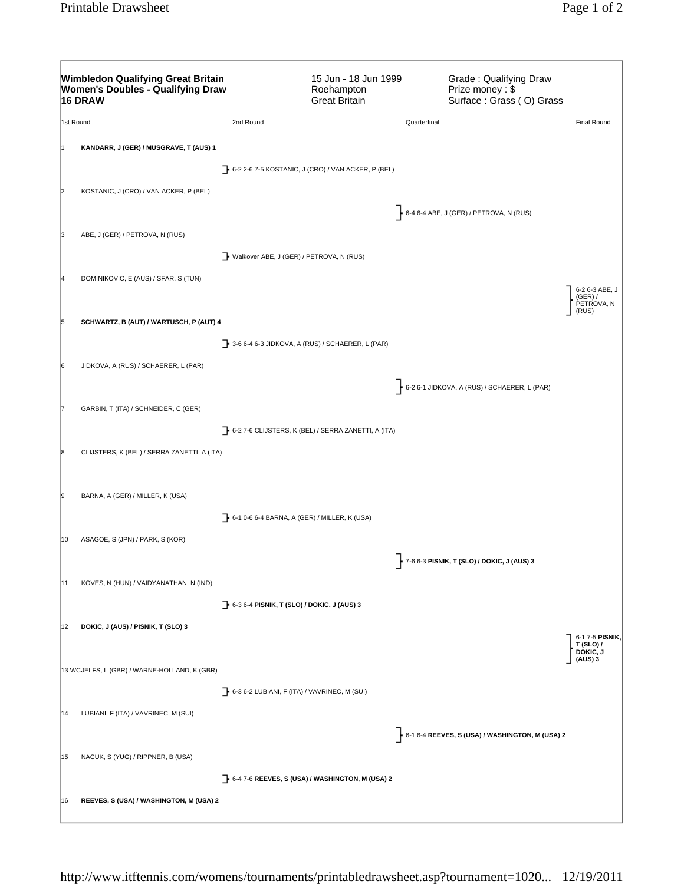**Wimbledon Qualifying Great Britain**
**Women's Doubles - Qualifying Draw**
**16 DRAW**

15 Jun - 18 Jun 1999
Roehampton
Great Britain

Grade : Qualifying Draw
Prize money : $
Surface : Grass ( O) Grass

| 1st Round | 2nd Round | Quarterfinal | Final Round |
|---|---|---|---|
| 1 **KANDARR, J (GER) / MUSGRAVE, T (AUS) 1** | | | |
| | 6-2 2-6 7-5 KOSTANIC, J (CRO) / VAN ACKER, P (BEL) | | |
| 2 KOSTANIC, J (CRO) / VAN ACKER, P (BEL) | | | |
| | | 6-4 6-4 ABE, J (GER) / PETROVA, N (RUS) | |
| 3 ABE, J (GER) / PETROVA, N (RUS) | | | |
| | Walkover ABE, J (GER) / PETROVA, N (RUS) | | |
| 4 DOMINIKOVIC, E (AUS) / SFAR, S (TUN) | | | |
| | | | 6-2 6-3 ABE, J (GER) / PETROVA, N (RUS) |
| 5 **SCHWARTZ, B (AUT) / WARTUSCH, P (AUT) 4** | | | |
| | 3-6 6-4 6-3 JIDKOVA, A (RUS) / SCHAERER, L (PAR) | | |
| 6 JIDKOVA, A (RUS) / SCHAERER, L (PAR) | | | |
| | | 6-2 6-1 JIDKOVA, A (RUS) / SCHAERER, L (PAR) | |
| 7 GARBIN, T (ITA) / SCHNEIDER, C (GER) | | | |
| | 6-2 7-6 CLIJSTERS, K (BEL) / SERRA ZANETTI, A (ITA) | | |
| 8 CLIJSTERS, K (BEL) / SERRA ZANETTI, A (ITA) | | | |
| 9 BARNA, A (GER) / MILLER, K (USA) | | | |
| | 6-1 0-6 6-4 BARNA, A (GER) / MILLER, K (USA) | | |
| 10 ASAGOE, S (JPN) / PARK, S (KOR) | | | |
| | | 7-6 6-3 **PISNIK, T (SLO) / DOKIC, J (AUS) 3** | |
| 11 KOVES, N (HUN) / VAIDYANATHAN, N (IND) | | | |
| | 6-3 6-4 **PISNIK, T (SLO) / DOKIC, J (AUS) 3** | | |
| 12 **DOKIC, J (AUS) / PISNIK, T (SLO) 3** | | | |
| | | | 6-1 7-5 **PISNIK, T (SLO) / DOKIC, J (AUS) 3** |
| 13 WCJELFS, L (GBR) / WARNE-HOLLAND, K (GBR) | | | |
| | 6-3 6-2 LUBIANI, F (ITA) / VAVRINEC, M (SUI) | | |
| 14 LUBIANI, F (ITA) / VAVRINEC, M (SUI) | | | |
| | | 6-1 6-4 **REEVES, S (USA) / WASHINGTON, M (USA) 2** | |
| 15 NACUK, S (YUG) / RIPPNER, B (USA) | | | |
| | 6-4 7-6 **REEVES, S (USA) / WASHINGTON, M (USA) 2** | | |
| 16 **REEVES, S (USA) / WASHINGTON, M (USA) 2** | | | |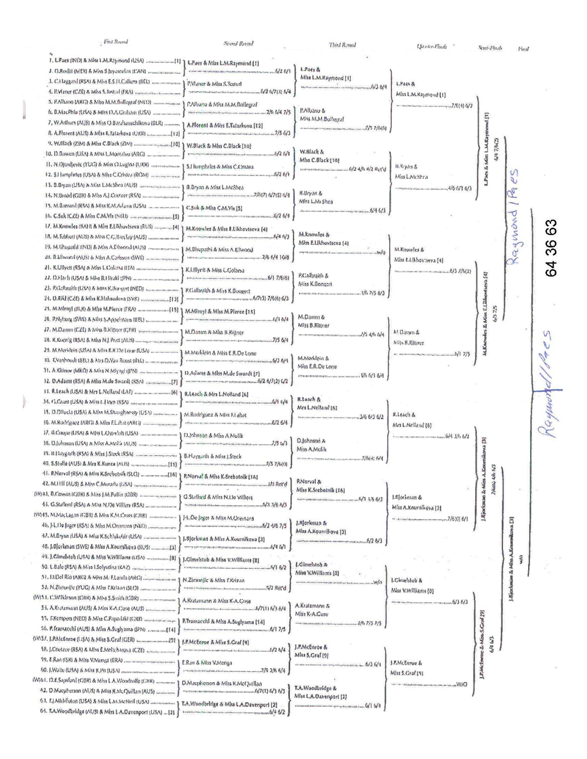First Round | Second Round | Third Round | Quarter-Finals | Semi-Finals | Final

**First Round**

1. L.Paes (IND) & Miss L.M.Raymond (USA) ....................[1]
2. D.Roditi (MEX) & Miss S.Jeyaseelan (CAN) ....................
3. C.Haggard (RSA) & Miss E.S.H.Callens (BEL) ....................
4. P.Vizner (CZE) & Miss S.Testud (FRA) ....................
5. P.Albano (ARG) & Miss M.M.Bollegraf (NED) ....................
6. B.MacPhie (USA) & Miss O.A.Graham (USA) ....................
7. W.Arthurs (AUS) & Miss O.Barabanschikova (BLR) ....................
8. A.Florent (AUS) & Miss E.Tatarkova (UKR) ....................[12]
9. W.Black (ZIM) & Miss C.Black (ZIM) ....................[10]
10. D.Bowen (USA) & Miss L.Montalvo (ARG) ....................
11. N.Djordjevic (YUG) & Miss O.Lugina (UKR) ....................
12. S.Humphries (USA) & Miss C.Cristea (ROM) ....................
13. B.Bryan (USA) & Miss L.McShea (AUS) ....................
14. N.Broad (GBR) & Miss A.J.Coetzer (RSA) ....................
15. M.Barnard (RSA) & Miss K.M.Adams (USA) ....................
16. C.Suk (CZE) & Miss C.M.Vis (NED) ....................[5]
17. M.Knowles (BAH) & Miss E.Likhovtseva (RUS) ....................[4]
18. M.Tebbutt (AUS) & Miss C.G.Barclay (AUS) ....................
19. M.Bhupathi (IND) & Miss A.Ellwood (AUS) ....................
20. B.Ellwood (AUS) & Miss A.Carlsson (SWE) ....................
21. K.Ullyett (RSA) & Miss L.Golarsa (ITA) ....................
22. D.Flach (USA) & Miss R.Hiraki (JPN) ....................
23. P.Galbraith (USA) & Miss K.Boogert (NED) ....................
24. D.Rikl (CZE) & Miss K.Habsudova (SVK) ....................[13]
25. M.Mirnyi (BLR) & Miss M.Pierce (FRA) ....................[15]
26. P.Nyborg (SWE) & Miss S.Appelmans (BEL) ....................
27. M.Damm (CZE) & Miss B.Rittner (GER) ....................
28. K.Koenig (RSA) & Miss N.J.Pratt (AUS) ....................
29. M.Merklein (USA) & Miss E.R.De Lone (USA) ....................
30. T.Vanhoudt (BEL) & Miss D.Van Roost (BEL) ....................
31. A.Kitinov (MKD) & Miss N.Miyagi (JPN) ....................
32. D.Adams (RSA) & Miss M.de Swardt (RSA) ....................[7]
33. R.Leach (USA) & Mrs L.Neiland (LAT) ....................[6]
34. G.Grant (USA) & Miss J.Horn (RSA) ....................
35. D.Dilucia (USA) & Miss M.Shaughnessy (USA) ....................
36. M.Rodriguez (ARG) & Miss F.Labat (ARG) ....................
37. G.Coupe (USA) & Miss L.Osterloh (USA) ....................
38. D.Johnson (USA) & Miss A.Molik (AUS) ....................
39. B.Haygarth (RSA) & Miss J.Steck (RSA) ....................
40. S.Stolle (AUS) & Mrs K.Kunce (AUS) ....................[11]
41. P.Norval (RSA) & Miss K.Srebotnik (SLO) ....................[16]
42. M.Hill (AUS) & Miss C.Morariu (USA) ....................
(W)43. D.Cowan (GBR) & Miss J.M.Pullin (GBR) ....................
44. G.Stafford (RSA) & Miss N.De Villiers (RSA) ....................
(W)45. M.MacLagan (GBR) & Miss K.M.Cross (GBR) ....................
46. J-L.De Jager (RSA) & Miss M.Oremans (NED) ....................
47. M.Bryan (USA) & Miss K.Schlukebir (USA) ....................
48. J.Bjorkman (SWE) & Miss A.Kournikova (RUS) ....................[3]
49. J.Gimelstob (USA) & Miss V.Williams (USA) ....................[8]
50. L.Bale (RSA) & Miss I.Selyutina (KAZ) ....................
51. D.Del Rio (ARG) & Miss M.F.Landa (ARG) ....................
52. N.Zimonjic (YUG) & Miss T.Krizan (SLO) ....................
(W)53. C.Wilkinson (GBR) & Miss S.Smith (GBR) ....................
54. A.Kratzmann (AUS) & Miss K-A.Guse (AUS) ....................
55. F.Kempers (NED) & Miss C.Papadaki (GRE) ....................
56. P.Tramacchi (AUS) & Miss A.Sugiyama (JPN) ....................[14]
(W)57. J.P.McEnroe (USA) & Miss S.Graf (GER) ....................[9]
58. J.Coetzee (RSA) & Miss E.Melicharova (CZE) ....................
59. E.Ran (ISR) & Miss V.Menga (BRA) ....................
60. J.Waite (USA) & Miss K.Po (USA) ....................
(W)61. D.E.Sapsford (GBR) & Miss L.A.Woodroffe (GBR) ....................
62. D.Macpherson (AUS) & Miss R.McQuillan (AUS) ....................
63. T.J.Middleton (USA) & Miss L.M.McNeil (USA) ....................
64. T.A.Woodbridge (AUS) & Miss L.A.Davenport (USA) ....................[2]

**Second Round**

- L.Paes & Miss L.M.Raymond [1]
- P.Vizner & Miss S.Testud ....................6/2 6/7(3) 6/4
- P.Albano & Miss M.M.Bollegraf ....................2/6 6/4 7/5
- A.Florent & Miss E.Tatarkova [12] ....................7/5 6/3
- W.Black & Miss C.Black [10] ....................6/2 6/1
- S.Humphries & Miss C.Cristea ....................6/2 6/1
- B.Bryan & Miss L.McShea ....................7/6(7) 6/7(5) 6/4
- C.Suk & Miss C.M.Vis [5] ....................6/2 6/4
- M.Knowles & Miss E.Likhovtseva [4] ....................6/4 6/3
- M.Bhupathi & Miss A.Ellwood ....................2/6 6/4 10/8
- K.Ullyett & Miss L.Golarsa ....................6/1 7/6(6)
- P.Galbraith & Miss K.Boogert ....................6/7(3) 7/6(6) 6/3
- M.Mirnyi & Miss M.Pierce [15] ....................4/3 6/4
- M.Damm & Miss B.Rittner ....................7/5 6/4
- M.Merklein & Miss E.R.De Lone ....................6/3 6/4
- D.Adams & Miss M.de Swardt [7] ....................6/2 6/7(2) 6/2
- R.Leach & Mrs L.Neiland [6] ....................6/1 6/4
- M.Rodriguez & Miss F.Labat ....................6/2 6/4
- D.Johnson & Miss A.Molik ....................7/5 6/3
- B.Haygarth & Miss J.Steck ....................2/3 7/6(0)
- P.Norval & Miss K.Srebotnik [16] ....................3/0 Ret'd
- G.Stafford & Miss N.De Villiers ....................6/3 3/6 6/3
- J-L.De Jager & Miss M.Oremans ....................6/2 4/6 7/5
- J.Bjorkman & Miss A.Kournikova [3] ....................6/4 6/1
- J.Gimelstob & Miss V.Williams [8] ....................6/1 6/2
- N.Zimonjic & Miss T.Krizan ....................5/2 Ret'd
- A.Kratzmann & Miss K-A.Guse ....................6/7(1) 6/3 6/4
- P.Tramacchi & Miss A.Sugiyama [14] ....................6/1 7/5
- J.P.McEnroe & Miss S.Graf [9] ....................6/2 6/4
- E.Ran & Miss V.Menga ....................7/5 2/6 6/4
- D.Macpherson & Miss R.McQuillan ....................6/7(1) 6/3 6/3
- T.A.Woodbridge & Miss L.A.Davenport [2] ....................6/4 6/2

**Third Round**

- L.Paes & Miss L.M.Raymond [1] ....................6/3 6/4
- P.Albano & Miss M.M.Bollegraf ....................2/5 7/6(6)
- W.Black & Miss C.Black [10] ....................6/2 4/6 4/2 Ret'd
- B.Bryan & Miss L.McShea ....................6/4 6/3
- M.Knowles & Miss E.Likhovtseva [4] ....................w/o
- P.Galbraith & Miss K.Boogert ....................3/6 7/5 6/3
- M.Damm & Miss B.Rittner ....................7/5 4/6 6/4
- M.Merklein & Miss E.R.De Lone ....................1/6 6/3 6/4
- R.Leach & Mrs L.Neiland [6] ....................3/6 6/3 6/2
- D.Johnson & Miss A.Molik ....................7/6(4) 6/4
- P.Norval & Miss K.Srebotnik [16] ....................6/1 3/6 6/3
- J.Bjorkman & Miss A.Kournikova [3] ....................6/2 6/3
- J.Gimelstob & Miss V.Williams [8] ....................w/o
- A.Kratzmann & Miss K-A.Guse ....................2/6 7/5 7/5
- J.P.McEnroe & Miss S.Graf [9] ....................6/3 6/1
- T.A.Woodbridge & Miss L.A.Davenport [2] ....................6/1 6/4

**Quarter-Finals**

- L.Paes & Miss L.M.Raymond [1] ....................7/6(4) 6/2
- B.Bryan & Miss L.McShea ....................4/6 6/3 6/3
- M.Knowles & Miss E.Likhovtseva [4] ....................6/3 7/6(2)
- M.Damm & Miss B.Rittner ....................6/1 7/5
- R.Leach & Mrs L.Neiland [6] ....................6/4 3/6 6/2
- J.Bjorkman & Miss A.Kournikova [3] ....................7/6(0) 6/1
- J.Gimelstob & Miss V.Williams [8] ....................6/3 6/3
- J.P.McEnroe & Miss S.Graf [9] ....................W/O

**Semi-Finals**

- L.Paes & Miss L.M.Raymond [1] 6/4 7/6(2)
- M.Knowles & Miss E.Likhovtseva [4] 6/3 7/5
- J.Bjorkman & Miss A.Kournikova [3] 7/6(6) 4/6 6/3
- J.P.McEnroe & Miss S.Graf [9] 6/4 6/3

**Final**

- L.Paes & Miss L.M.Raymond [1] 6/4 7/6(2)
- J.Bjorkman & Miss A.Kournikova [3] w/o

Raymond / Paes

Raymond / Paes

64 36 63